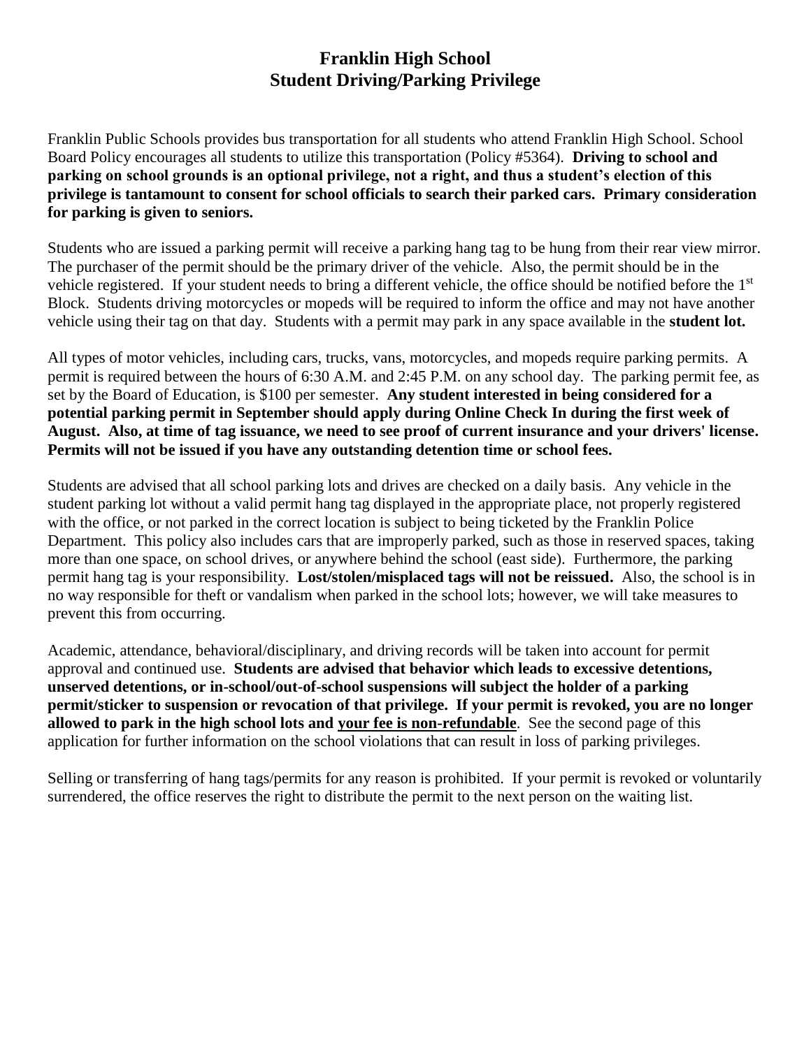# Franklin High School
# Student Driving/Parking Privilege

Franklin Public Schools provides bus transportation for all students who attend Franklin High School. School Board Policy encourages all students to utilize this transportation (Policy #5364). **Driving to school and parking on school grounds is an optional privilege, not a right, and thus a student's election of this privilege is tantamount to consent for school officials to search their parked cars. Primary consideration for parking is given to seniors.**

Students who are issued a parking permit will receive a parking hang tag to be hung from their rear view mirror. The purchaser of the permit should be the primary driver of the vehicle. Also, the permit should be in the vehicle registered. If your student needs to bring a different vehicle, the office should be notified before the 1st Block. Students driving motorcycles or mopeds will be required to inform the office and may not have another vehicle using their tag on that day. Students with a permit may park in any space available in the **student lot.**

All types of motor vehicles, including cars, trucks, vans, motorcycles, and mopeds require parking permits. A permit is required between the hours of 6:30 A.M. and 2:45 P.M. on any school day. The parking permit fee, as set by the Board of Education, is $100 per semester. **Any student interested in being considered for a potential parking permit in September should apply during Online Check In during the first week of August. Also, at time of tag issuance, we need to see proof of current insurance and your drivers' license. Permits will not be issued if you have any outstanding detention time or school fees.**

Students are advised that all school parking lots and drives are checked on a daily basis. Any vehicle in the student parking lot without a valid permit hang tag displayed in the appropriate place, not properly registered with the office, or not parked in the correct location is subject to being ticketed by the Franklin Police Department. This policy also includes cars that are improperly parked, such as those in reserved spaces, taking more than one space, on school drives, or anywhere behind the school (east side). Furthermore, the parking permit hang tag is your responsibility. **Lost/stolen/misplaced tags will not be reissued.** Also, the school is in no way responsible for theft or vandalism when parked in the school lots; however, we will take measures to prevent this from occurring.

Academic, attendance, behavioral/disciplinary, and driving records will be taken into account for permit approval and continued use. **Students are advised that behavior which leads to excessive detentions, unserved detentions, or in-school/out-of-school suspensions will subject the holder of a parking permit/sticker to suspension or revocation of that privilege. If your permit is revoked, you are no longer allowed to park in the high school lots and <u>your fee is non-refundable</u>**. See the second page of this application for further information on the school violations that can result in loss of parking privileges.

Selling or transferring of hang tags/permits for any reason is prohibited. If your permit is revoked or voluntarily surrendered, the office reserves the right to distribute the permit to the next person on the waiting list.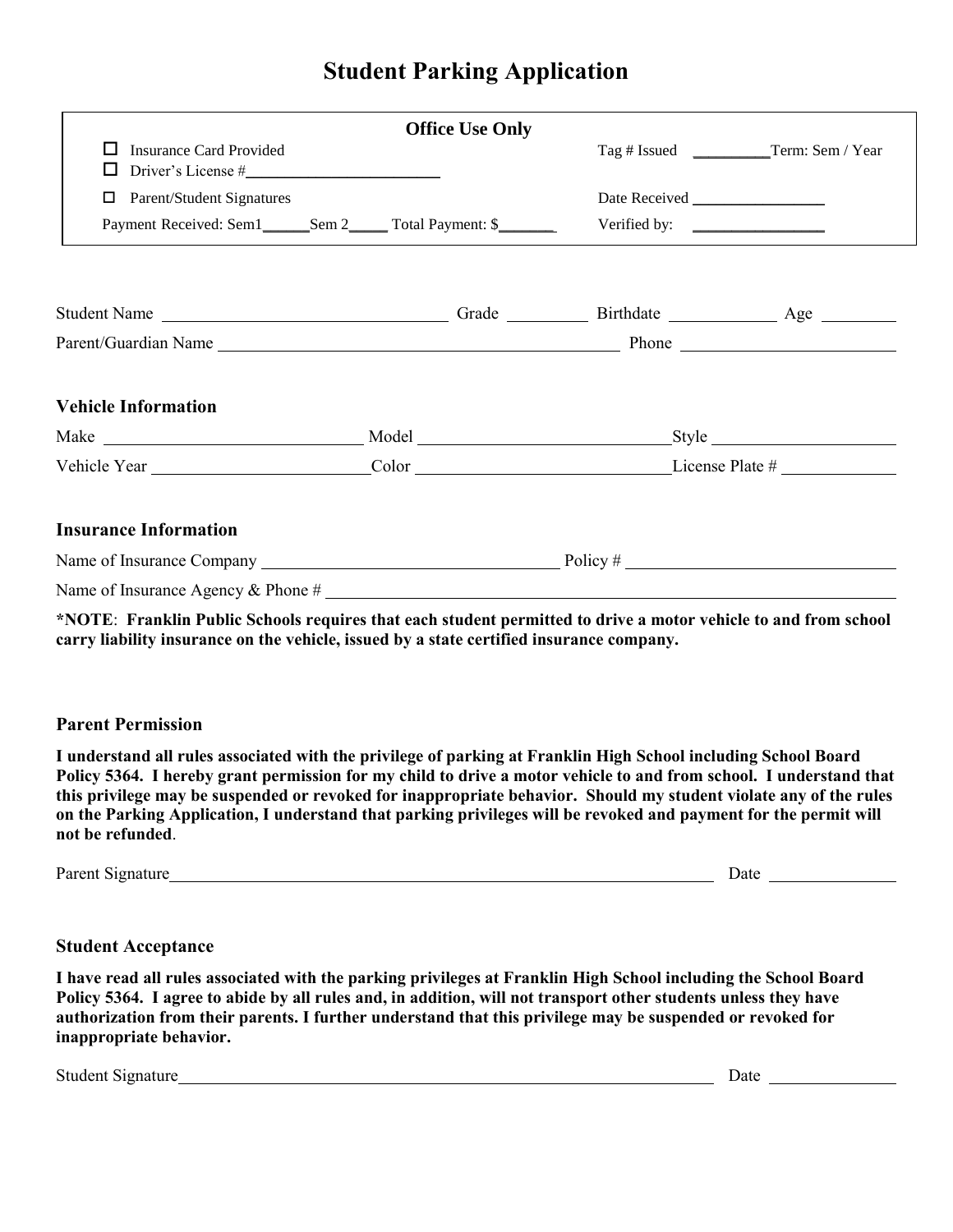# Student Parking Application

**Office Use Only**

- ☐ Insurance Card Provided
- ☐ Driver's License #________________________
- ☐ Parent/Student Signatures

Payment Received: Sem1______Sem 2_____ Total Payment: $_______

Tag # Issued __________Term: Sem / Year

Date Received _________________

Verified by: _________________

Student Name ________________________________ Grade __________ Birthdate _____________ Age _________

Parent/Guardian Name ______________________________________________ Phone _________________________

### Vehicle Information

Make _____________________________ Model _____________________________ Style ______________________

Vehicle Year ________________________ Color _____________________________ License Plate # _____________

### Insurance Information

Name of Insurance Company __________________________________ Policy # ______________________________

Name of Insurance Agency & Phone # ______________________________________________________________

**\*NOTE**: **Franklin Public Schools requires that each student permitted to drive a motor vehicle to and from school carry liability insurance on the vehicle, issued by a state certified insurance company.**

### Parent Permission

**I understand all rules associated with the privilege of parking at Franklin High School including School Board Policy 5364. I hereby grant permission for my child to drive a motor vehicle to and from school. I understand that this privilege may be suspended or revoked for inappropriate behavior. Should my student violate any of the rules on the Parking Application, I understand that parking privileges will be revoked and payment for the permit will not be refunded**.

Parent Signature_____________________________________________________________ Date _______________

### Student Acceptance

**I have read all rules associated with the parking privileges at Franklin High School including the School Board Policy 5364. I agree to abide by all rules and, in addition, will not transport other students unless they have authorization from their parents. I further understand that this privilege may be suspended or revoked for inappropriate behavior.**

Student Signature____________________________________________________________ Date _______________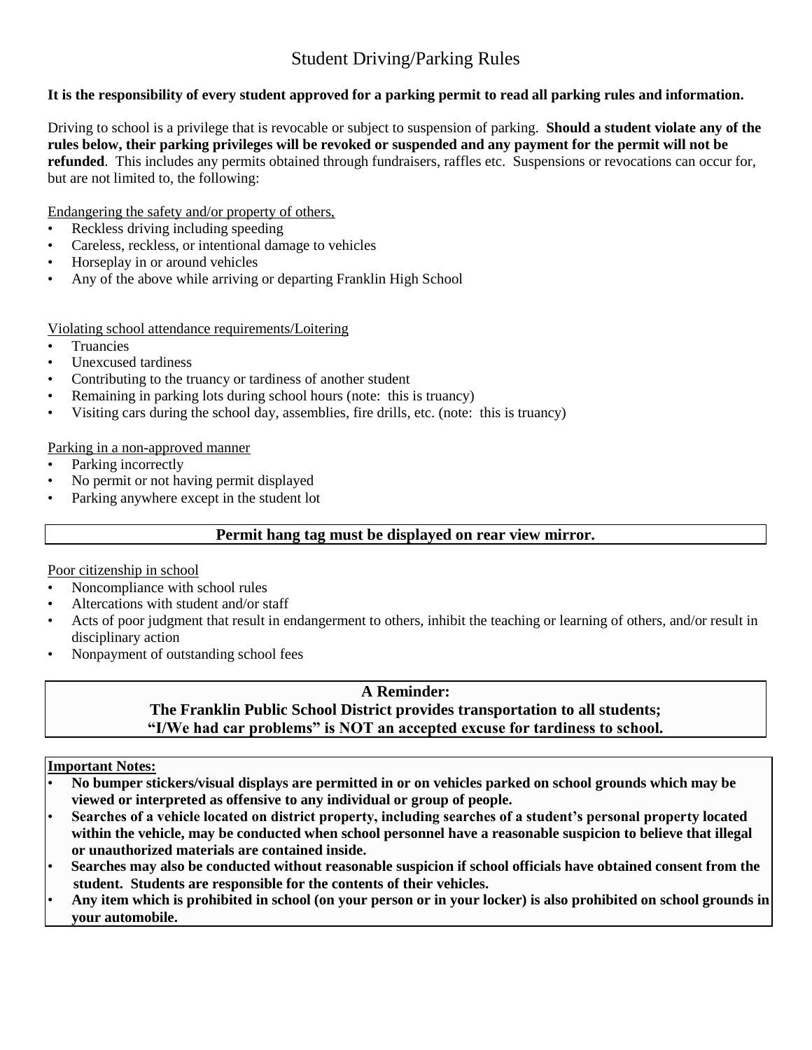# Student Driving/Parking Rules

**It is the responsibility of every student approved for a parking permit to read all parking rules and information.**

Driving to school is a privilege that is revocable or subject to suspension of parking. **Should a student violate any of the rules below, their parking privileges will be revoked or suspended and any payment for the permit will not be refunded**. This includes any permits obtained through fundraisers, raffles etc. Suspensions or revocations can occur for, but are not limited to, the following:

Endangering the safety and/or property of others,

- Reckless driving including speeding
- Careless, reckless, or intentional damage to vehicles
- Horseplay in or around vehicles
- Any of the above while arriving or departing Franklin High School

Violating school attendance requirements/Loitering

- Truancies
- Unexcused tardiness
- Contributing to the truancy or tardiness of another student
- Remaining in parking lots during school hours (note: this is truancy)
- Visiting cars during the school day, assemblies, fire drills, etc. (note: this is truancy)

Parking in a non-approved manner

- Parking incorrectly
- No permit or not having permit displayed
- Parking anywhere except in the student lot

**Permit hang tag must be displayed on rear view mirror.**

Poor citizenship in school

- Noncompliance with school rules
- Altercations with student and/or staff
- Acts of poor judgment that result in endangerment to others, inhibit the teaching or learning of others, and/or result in disciplinary action
- Nonpayment of outstanding school fees

**A Reminder:**
**The Franklin Public School District provides transportation to all students;**
**"I/We had car problems" is NOT an accepted excuse for tardiness to school.**

**Important Notes:**

- **No bumper stickers/visual displays are permitted in or on vehicles parked on school grounds which may be viewed or interpreted as offensive to any individual or group of people.**
- **Searches of a vehicle located on district property, including searches of a student's personal property located within the vehicle, may be conducted when school personnel have a reasonable suspicion to believe that illegal or unauthorized materials are contained inside.**
- **Searches may also be conducted without reasonable suspicion if school officials have obtained consent from the student. Students are responsible for the contents of their vehicles.**
- **Any item which is prohibited in school (on your person or in your locker) is also prohibited on school grounds in your automobile.**